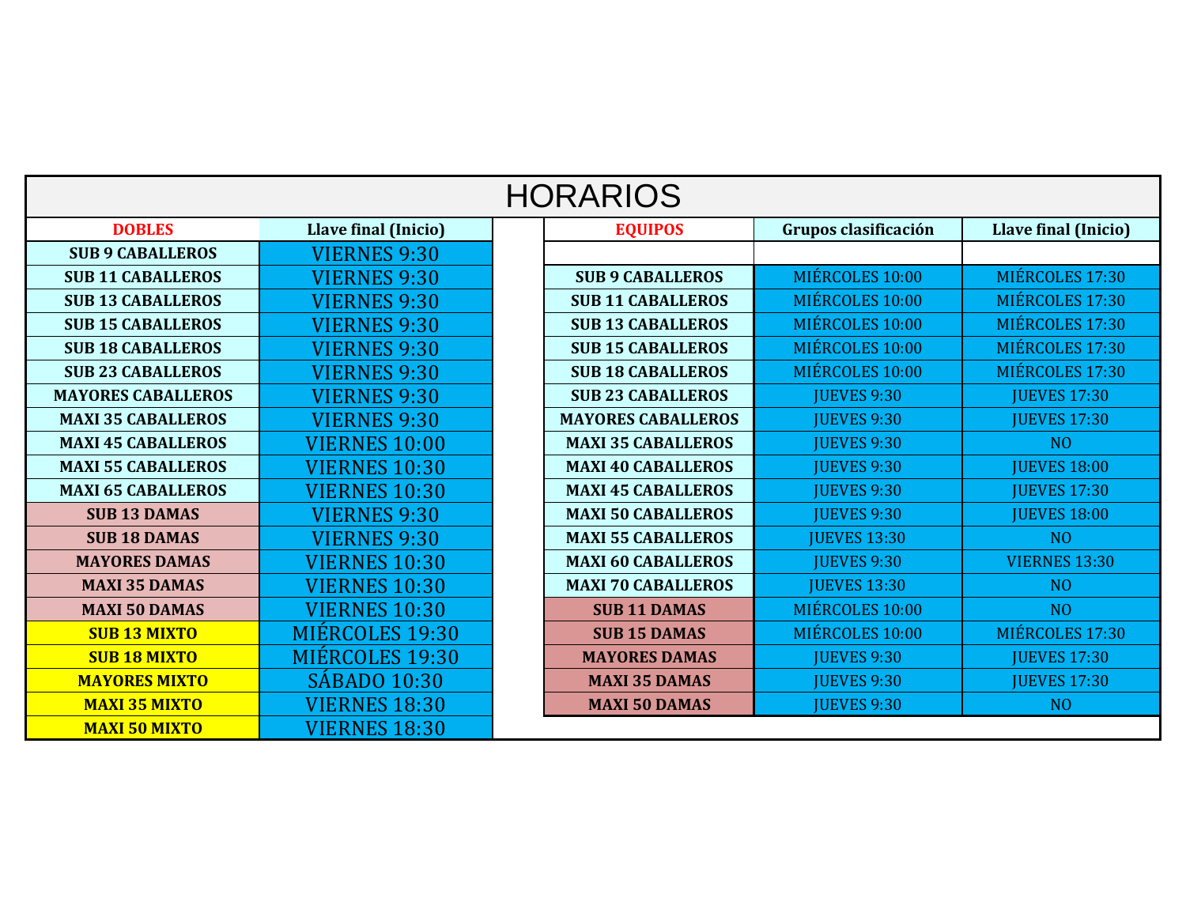# HORARIOS

| DOBLES | Llave final (Inicio) |
|---|---|
| SUB 9 CABALLEROS | VIERNES 9:30 |
| SUB 11 CABALLEROS | VIERNES 9:30 |
| SUB 13 CABALLEROS | VIERNES 9:30 |
| SUB 15 CABALLEROS | VIERNES 9:30 |
| SUB 18 CABALLEROS | VIERNES 9:30 |
| SUB 23 CABALLEROS | VIERNES 9:30 |
| MAYORES CABALLEROS | VIERNES 9:30 |
| MAXI 35 CABALLEROS | VIERNES 9:30 |
| MAXI 45 CABALLEROS | VIERNES 10:00 |
| MAXI 55 CABALLEROS | VIERNES 10:30 |
| MAXI 65 CABALLEROS | VIERNES 10:30 |
| SUB 13 DAMAS | VIERNES 9:30 |
| SUB 18 DAMAS | VIERNES 9:30 |
| MAYORES DAMAS | VIERNES 10:30 |
| MAXI 35 DAMAS | VIERNES 10:30 |
| MAXI 50 DAMAS | VIERNES 10:30 |
| SUB 13 MIXTO | MIÉRCOLES 19:30 |
| SUB 18 MIXTO | MIÉRCOLES 19:30 |
| MAYORES MIXTO | SÁBADO 10:30 |
| MAXI 35 MIXTO | VIERNES 18:30 |
| MAXI 50 MIXTO | VIERNES 18:30 |

| EQUIPOS | Grupos clasificación | Llave final (Inicio) |
|---|---|---|
| | | |
| SUB 9 CABALLEROS | MIÉRCOLES 10:00 | MIÉRCOLES 17:30 |
| SUB 11 CABALLEROS | MIÉRCOLES 10:00 | MIÉRCOLES 17:30 |
| SUB 13 CABALLEROS | MIÉRCOLES 10:00 | MIÉRCOLES 17:30 |
| SUB 15 CABALLEROS | MIÉRCOLES 10:00 | MIÉRCOLES 17:30 |
| SUB 18 CABALLEROS | MIÉRCOLES 10:00 | MIÉRCOLES 17:30 |
| SUB 23 CABALLEROS | JUEVES 9:30 | JUEVES 17:30 |
| MAYORES CABALLEROS | JUEVES 9:30 | JUEVES 17:30 |
| MAXI 35 CABALLEROS | JUEVES 9:30 | NO |
| MAXI 40 CABALLEROS | JUEVES 9:30 | JUEVES 18:00 |
| MAXI 45 CABALLEROS | JUEVES 9:30 | JUEVES 17:30 |
| MAXI 50 CABALLEROS | JUEVES 9:30 | JUEVES 18:00 |
| MAXI 55 CABALLEROS | JUEVES 13:30 | NO |
| MAXI 60 CABALLEROS | JUEVES 9:30 | VIERNES 13:30 |
| MAXI 70 CABALLEROS | JUEVES 13:30 | NO |
| SUB 11 DAMAS | MIÉRCOLES 10:00 | NO |
| SUB 15 DAMAS | MIÉRCOLES 10:00 | MIÉRCOLES 17:30 |
| MAYORES DAMAS | JUEVES 9:30 | JUEVES 17:30 |
| MAXI 35 DAMAS | JUEVES 9:30 | JUEVES 17:30 |
| MAXI 50 DAMAS | JUEVES 9:30 | NO |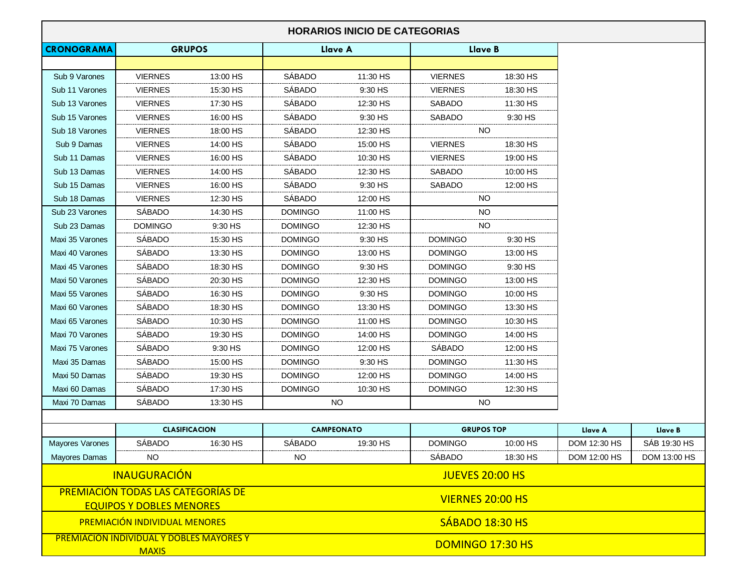## HORARIOS INICIO DE CATEGORIAS

| CRONOGRAMA | GRUPOS | | Llave A | | Llave B | |
|---|---|---|---|---|---|---|
| | | | | | | |
| Sub 9 Varones | VIERNES | 13:00 HS | SÁBADO | 11:30 HS | VIERNES | 18:30 HS |
| Sub 11 Varones | VIERNES | 15:30 HS | SÁBADO | 9:30 HS | VIERNES | 18:30 HS |
| Sub 13 Varones | VIERNES | 17:30 HS | SÁBADO | 12:30 HS | SABADO | 11:30 HS |
| Sub 15 Varones | VIERNES | 16:00 HS | SÁBADO | 9:30 HS | SABADO | 9:30 HS |
| Sub 18 Varones | VIERNES | 18:00 HS | SÁBADO | 12:30 HS | NO | |
| Sub 9 Damas | VIERNES | 14:00 HS | SÁBADO | 15:00 HS | VIERNES | 18:30 HS |
| Sub 11 Damas | VIERNES | 16:00 HS | SÁBADO | 10:30 HS | VIERNES | 19:00 HS |
| Sub 13 Damas | VIERNES | 14:00 HS | SÁBADO | 12:30 HS | SABADO | 10:00 HS |
| Sub 15 Damas | VIERNES | 16:00 HS | SÁBADO | 9:30 HS | SABADO | 12:00 HS |
| Sub 18 Damas | VIERNES | 12:30 HS | SÁBADO | 12:00 HS | NO | |
| Sub 23 Varones | SÁBADO | 14:30 HS | DOMINGO | 11:00 HS | NO | |
| Sub 23 Damas | DOMINGO | 9:30 HS | DOMINGO | 12:30 HS | NO | |
| Maxi 35 Varones | SÁBADO | 15:30 HS | DOMINGO | 9:30 HS | DOMINGO | 9:30 HS |
| Maxi 40 Varones | SÁBADO | 13:30 HS | DOMINGO | 13:00 HS | DOMINGO | 13:00 HS |
| Maxi 45 Varones | SÁBADO | 18:30 HS | DOMINGO | 9:30 HS | DOMINGO | 9:30 HS |
| Maxi 50 Varones | SÁBADO | 20:30 HS | DOMINGO | 12:30 HS | DOMINGO | 13:00 HS |
| Maxi 55 Varones | SÁBADO | 16:30 HS | DOMINGO | 9:30 HS | DOMINGO | 10:00 HS |
| Maxi 60 Varones | SÁBADO | 18:30 HS | DOMINGO | 13:30 HS | DOMINGO | 13:30 HS |
| Maxi 65 Varones | SÁBADO | 10:30 HS | DOMINGO | 11:00 HS | DOMINGO | 10:30 HS |
| Maxi 70 Varones | SÁBADO | 19:30 HS | DOMINGO | 14:00 HS | DOMINGO | 14:00 HS |
| Maxi 75 Varones | SÁBADO | 9:30 HS | DOMINGO | 12:00 HS | SÁBADO | 12:00 HS |
| Maxi 35 Damas | SÁBADO | 15:00 HS | DOMINGO | 9:30 HS | DOMINGO | 11:30 HS |
| Maxi 50 Damas | SÁBADO | 19:30 HS | DOMINGO | 12:00 HS | DOMINGO | 14:00 HS |
| Maxi 60 Damas | SÁBADO | 17:30 HS | DOMINGO | 10:30 HS | DOMINGO | 12:30 HS |
| Maxi 70 Damas | SÁBADO | 13:30 HS | NO | | NO | |

| | CLASIFICACION | | CAMPEONATO | | GRUPOS TOP | | Llave A | Llave B |
|---|---|---|---|---|---|---|---|---|
| Mayores Varones | SÁBADO | 16:30 HS | SÁBADO | 19:30 HS | DOMINGO | 10:00 HS | DOM 12:30 HS | SÁB 19:30 HS |
| Mayores Damas | NO | | NO | | SÁBADO | 18:30 HS | DOM 12:00 HS | DOM 13:00 HS |

| | |
|---|---|
| INAUGURACIÓN | JUEVES 20:00 HS |
| PREMIACIÓN TODAS LAS CATEGORÍAS DE EQUIPOS Y DOBLES MENORES | VIERNES 20:00 HS |
| PREMIACIÓN INDIVIDUAL MENORES | SÁBADO 18:30 HS |
| PREMIACION INDIVIDUAL Y DOBLES MAYORES Y MAXIS | DOMINGO 17:30 HS |